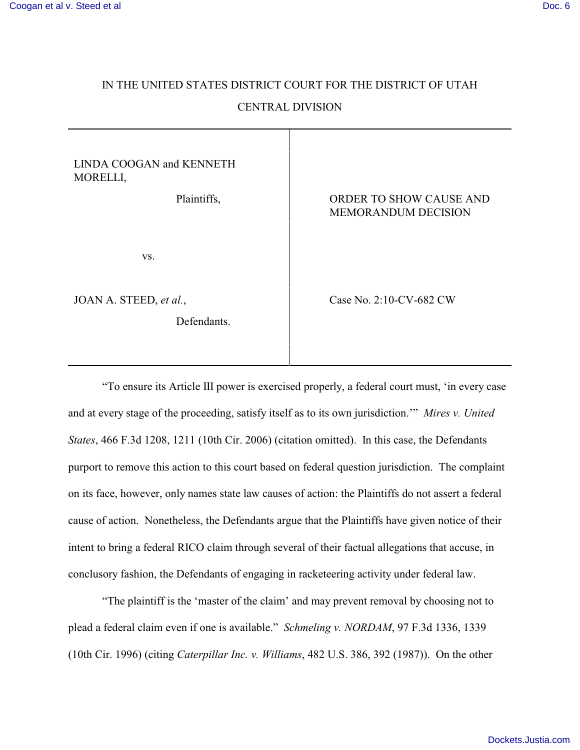IN THE UNITED STATES DISTRICT COURT FOR THE DISTRICT OF UTAH

CENTRAL DIVISION

| | |
|---|---|
| LINDA COOGAN and KENNETH MORELLI,<br><br>Plaintiffs,<br><br>vs.<br><br>JOAN A. STEED, *et al.*,<br><br>Defendants. | ORDER TO SHOW CAUSE AND MEMORANDUM DECISION<br><br>Case No. 2:10-CV-682 CW |

"To ensure its Article III power is exercised properly, a federal court must, 'in every case and at every stage of the proceeding, satisfy itself as to its own jurisdiction.'" *Mires v. United States*, 466 F.3d 1208, 1211 (10th Cir. 2006) (citation omitted). In this case, the Defendants purport to remove this action to this court based on federal question jurisdiction. The complaint on its face, however, only names state law causes of action: the Plaintiffs do not assert a federal cause of action. Nonetheless, the Defendants argue that the Plaintiffs have given notice of their intent to bring a federal RICO claim through several of their factual allegations that accuse, in conclusory fashion, the Defendants of engaging in racketeering activity under federal law.

"The plaintiff is the 'master of the claim' and may prevent removal by choosing not to plead a federal claim even if one is available." *Schmeling v. NORDAM*, 97 F.3d 1336, 1339 (10th Cir. 1996) (citing *Caterpillar Inc. v. Williams*, 482 U.S. 386, 392 (1987)). On the other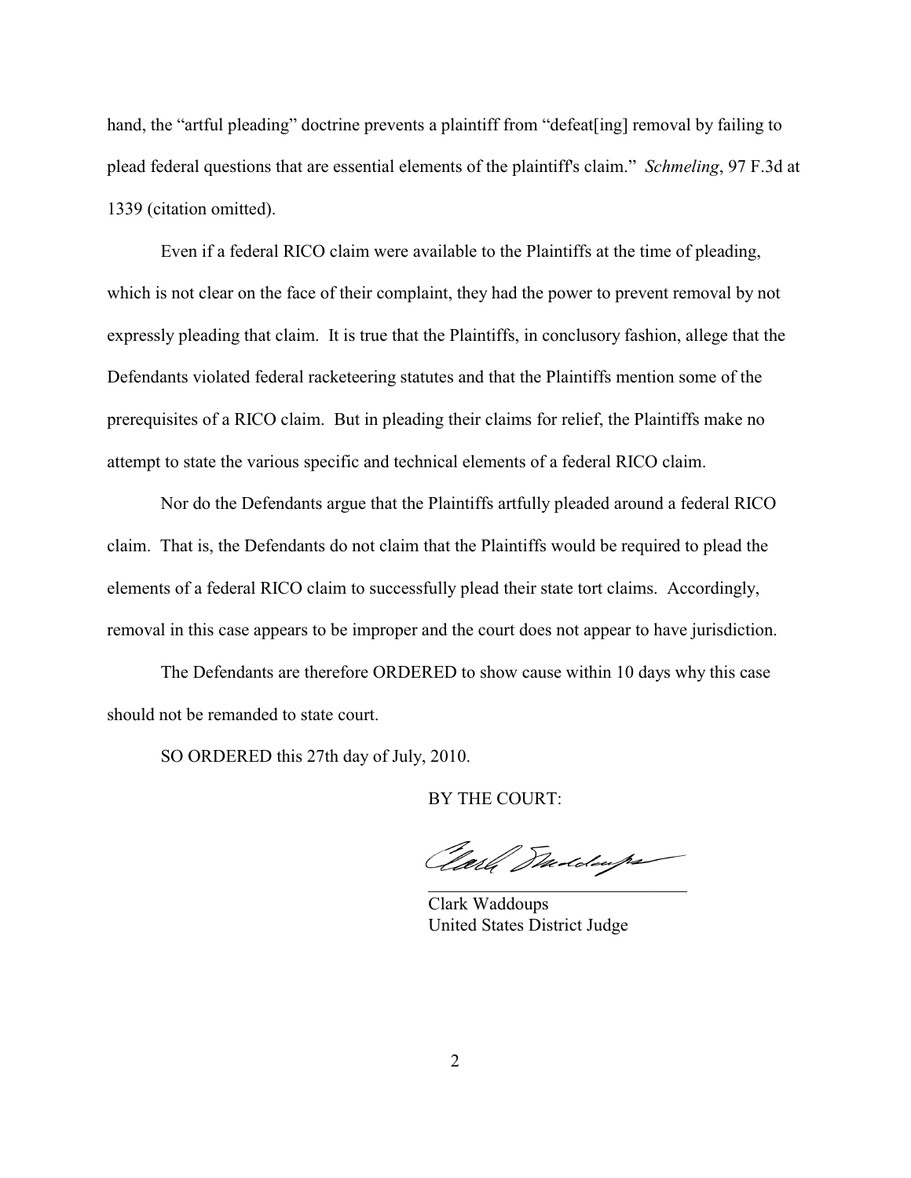hand, the "artful pleading" doctrine prevents a plaintiff from "defeat[ing] removal by failing to plead federal questions that are essential elements of the plaintiff's claim." *Schmeling*, 97 F.3d at 1339 (citation omitted).

Even if a federal RICO claim were available to the Plaintiffs at the time of pleading, which is not clear on the face of their complaint, they had the power to prevent removal by not expressly pleading that claim. It is true that the Plaintiffs, in conclusory fashion, allege that the Defendants violated federal racketeering statutes and that the Plaintiffs mention some of the prerequisites of a RICO claim. But in pleading their claims for relief, the Plaintiffs make no attempt to state the various specific and technical elements of a federal RICO claim.

Nor do the Defendants argue that the Plaintiffs artfully pleaded around a federal RICO claim. That is, the Defendants do not claim that the Plaintiffs would be required to plead the elements of a federal RICO claim to successfully plead their state tort claims. Accordingly, removal in this case appears to be improper and the court does not appear to have jurisdiction.

The Defendants are therefore ORDERED to show cause within 10 days why this case should not be remanded to state court.

SO ORDERED this 27th day of July, 2010.

BY THE COURT:

Clark Waddoups
United States District Judge